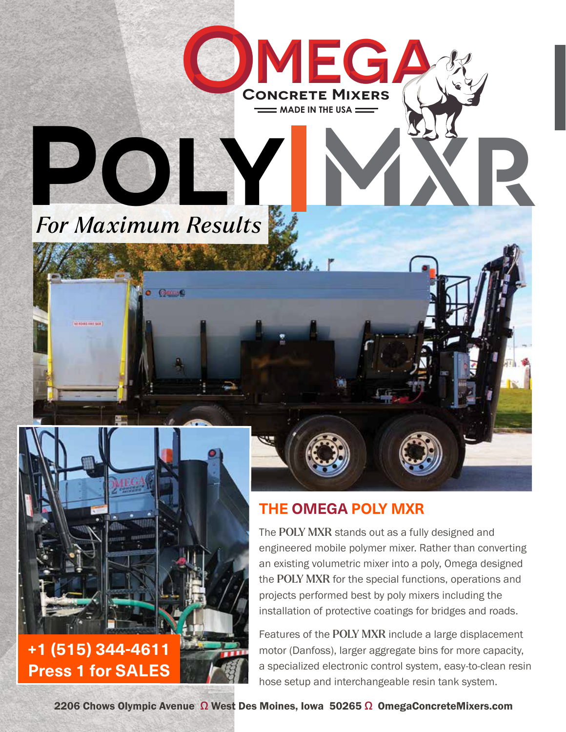# OMEGA

**CONCRETE MIXERS**

MADE IN THE USA

# POLY | MXR

*For Maximum Results*

**+1 (515) 344-4611**
**Press 1 for SALES**

## THE OMEGA POLY MXR

The POLY MXR stands out as a fully designed and engineered mobile polymer mixer. Rather than converting an existing volumetric mixer into a poly, Omega designed the POLY MXR for the special functions, operations and projects performed best by poly mixers including the installation of protective coatings for bridges and roads.

Features of the POLY MXR include a large displacement motor (Danfoss), larger aggregate bins for more capacity, a specialized electronic control system, easy-to-clean resin hose setup and interchangeable resin tank system.

**2206 Chows Olympic Avenue Ω West Des Moines, Iowa 50265 Ω OmegaConcreteMixers.com**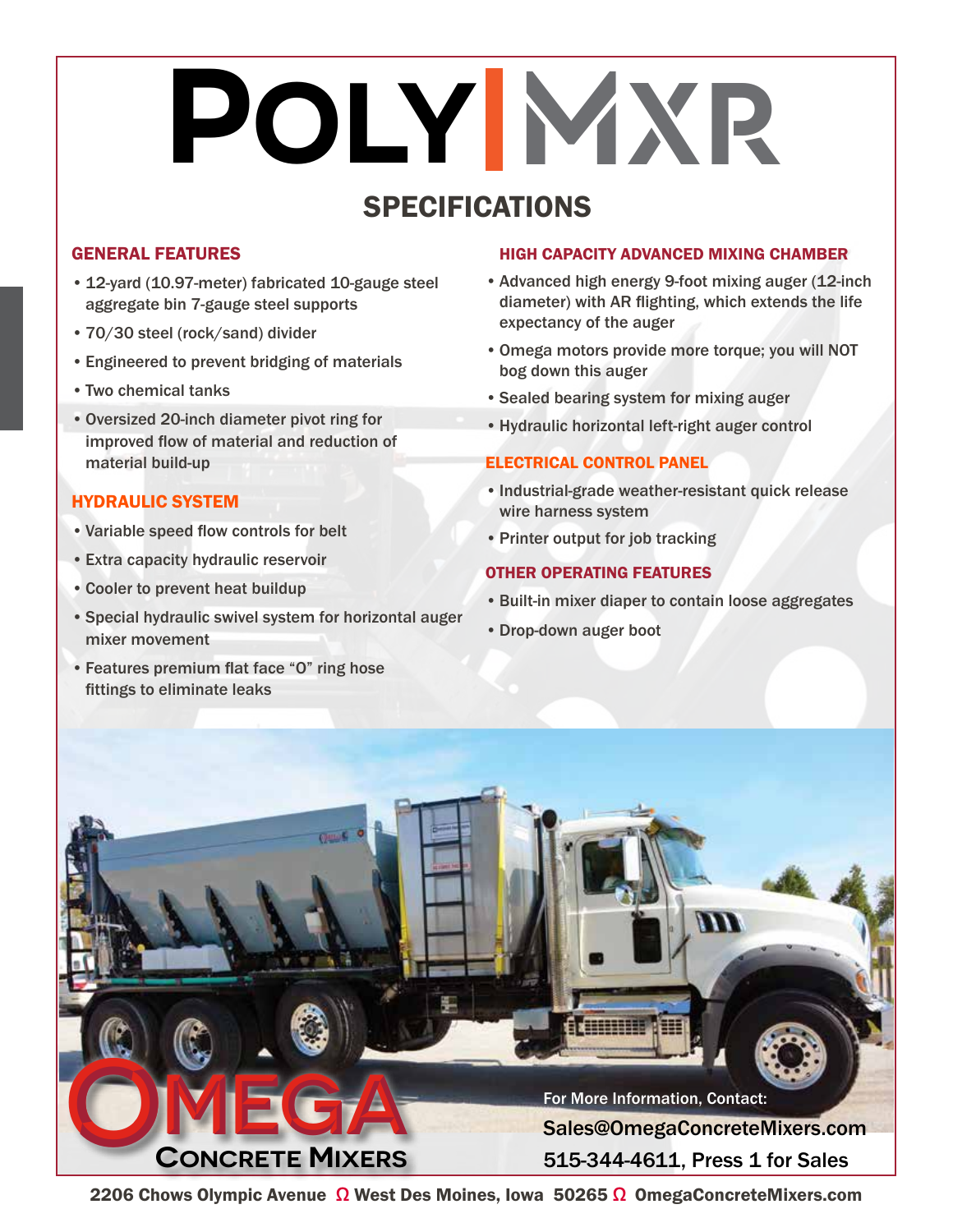# POLY | MXR

## SPECIFICATIONS

### GENERAL FEATURES

- 12-yard (10.97-meter) fabricated 10-gauge steel aggregate bin 7-gauge steel supports
- 70/30 steel (rock/sand) divider
- Engineered to prevent bridging of materials
- Two chemical tanks
- Oversized 20-inch diameter pivot ring for improved flow of material and reduction of material build-up

### HYDRAULIC SYSTEM

- Variable speed flow controls for belt
- Extra capacity hydraulic reservoir
- Cooler to prevent heat buildup
- Special hydraulic swivel system for horizontal auger mixer movement
- Features premium flat face "O" ring hose fittings to eliminate leaks

### HIGH CAPACITY ADVANCED MIXING CHAMBER

- Advanced high energy 9-foot mixing auger (12-inch diameter) with AR flighting, which extends the life expectancy of the auger
- Omega motors provide more torque; you will NOT bog down this auger
- Sealed bearing system for mixing auger
- Hydraulic horizontal left-right auger control

### ELECTRICAL CONTROL PANEL

- Industrial-grade weather-resistant quick release wire harness system
- Printer output for job tracking

### OTHER OPERATING FEATURES

- Built-in mixer diaper to contain loose aggregates
- Drop-down auger boot

OMEGA CONCRETE MIXERS

For More Information, Contact:
Sales@OmegaConcreteMixers.com
515-344-4611, Press 1 for Sales

2206 Chows Olympic Avenue Ω West Des Moines, Iowa 50265 Ω OmegaConcreteMixers.com